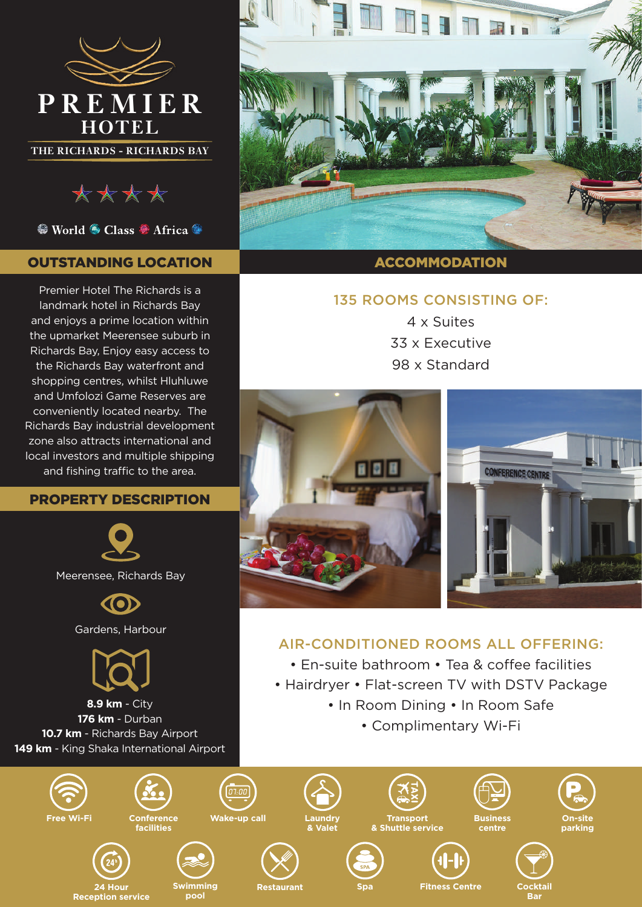# PREMIER HOTEL

THE RICHARDS - RICHARDS BAY

★★★★

World Class Africa

## OUTSTANDING LOCATION

Premier Hotel The Richards is a landmark hotel in Richards Bay and enjoys a prime location within the upmarket Meerensee suburb in Richards Bay, Enjoy easy access to the Richards Bay waterfront and shopping centres, whilst Hluhluwe and Umfolozi Game Reserves are conveniently located nearby. The Richards Bay industrial development zone also attracts international and local investors and multiple shipping and fishing traffic to the area.

## PROPERTY DESCRIPTION

Meerensee, Richards Bay

Gardens, Harbour

**8.9 km** - City
**176 km** - Durban
**10.7 km** - Richards Bay Airport
**149 km** - King Shaka International Airport

## ACCOMMODATION

### 135 ROOMS CONSISTING OF:

4 x Suites
33 x Executive
98 x Standard

CONFERENCE CENTRE

### AIR-CONDITIONED ROOMS ALL OFFERING:

- En-suite bathroom
- Tea & coffee facilities
- Hairdryer
- Flat-screen TV with DSTV Package
- In Room Dining
- In Room Safe
- Complimentary Wi-Fi

Free Wi-Fi | Conference facilities | Wake-up call | Laundry & Valet | Transport & Shuttle service | Business centre | On-site parking | 24 Hour Reception service | Swimming pool | Restaurant | Spa | Fitness Centre | Cocktail Bar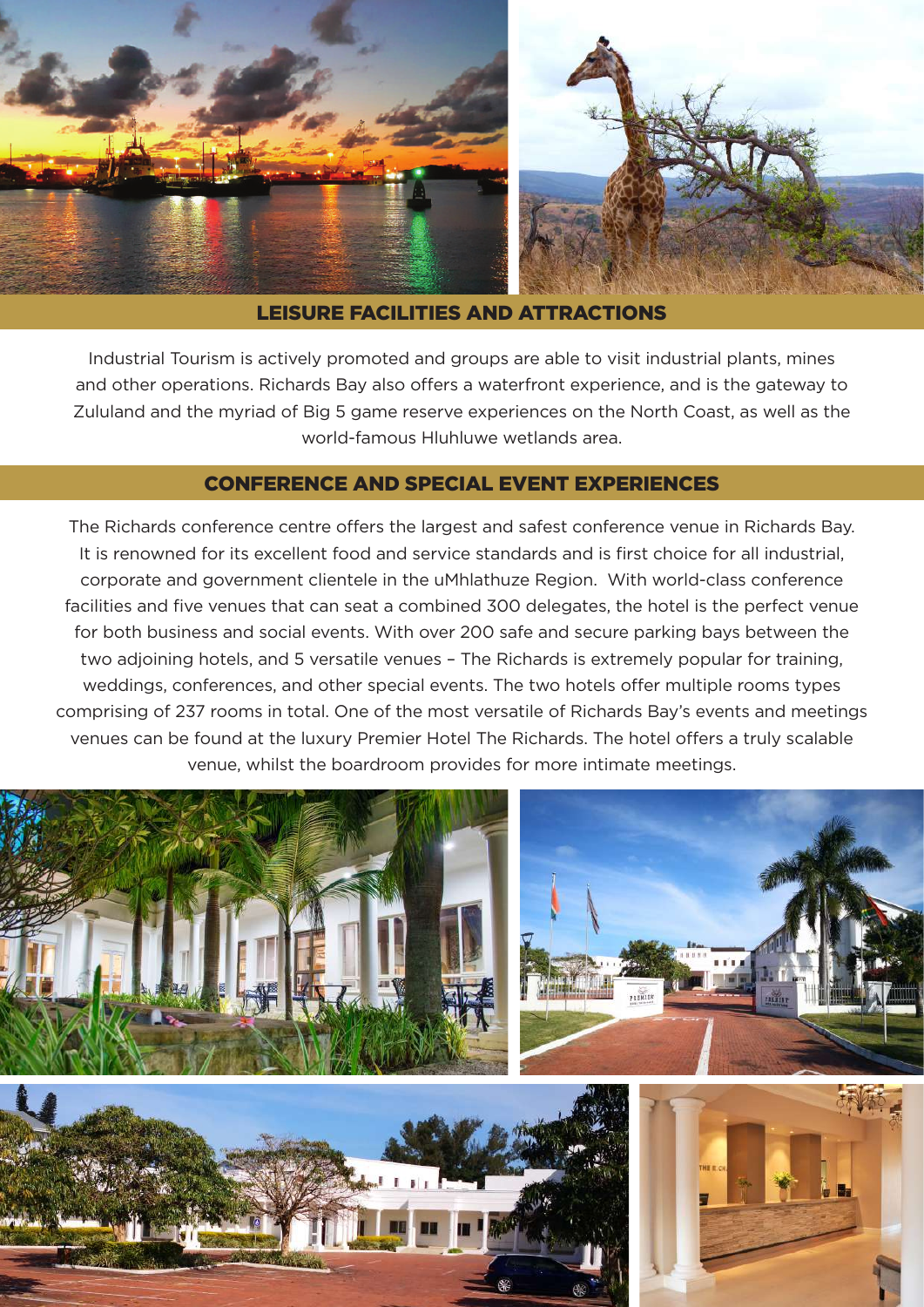## LEISURE FACILITIES AND ATTRACTIONS

Industrial Tourism is actively promoted and groups are able to visit industrial plants, mines and other operations. Richards Bay also offers a waterfront experience, and is the gateway to Zululand and the myriad of Big 5 game reserve experiences on the North Coast, as well as the world-famous Hluhluwe wetlands area.

## CONFERENCE AND SPECIAL EVENT EXPERIENCES

The Richards conference centre offers the largest and safest conference venue in Richards Bay. It is renowned for its excellent food and service standards and is first choice for all industrial, corporate and government clientele in the uMhlathuze Region. With world-class conference facilities and five venues that can seat a combined 300 delegates, the hotel is the perfect venue for both business and social events. With over 200 safe and secure parking bays between the two adjoining hotels, and 5 versatile venues – The Richards is extremely popular for training, weddings, conferences, and other special events. The two hotels offer multiple rooms types comprising of 237 rooms in total. One of the most versatile of Richards Bay's events and meetings venues can be found at the luxury Premier Hotel The Richards. The hotel offers a truly scalable venue, whilst the boardroom provides for more intimate meetings.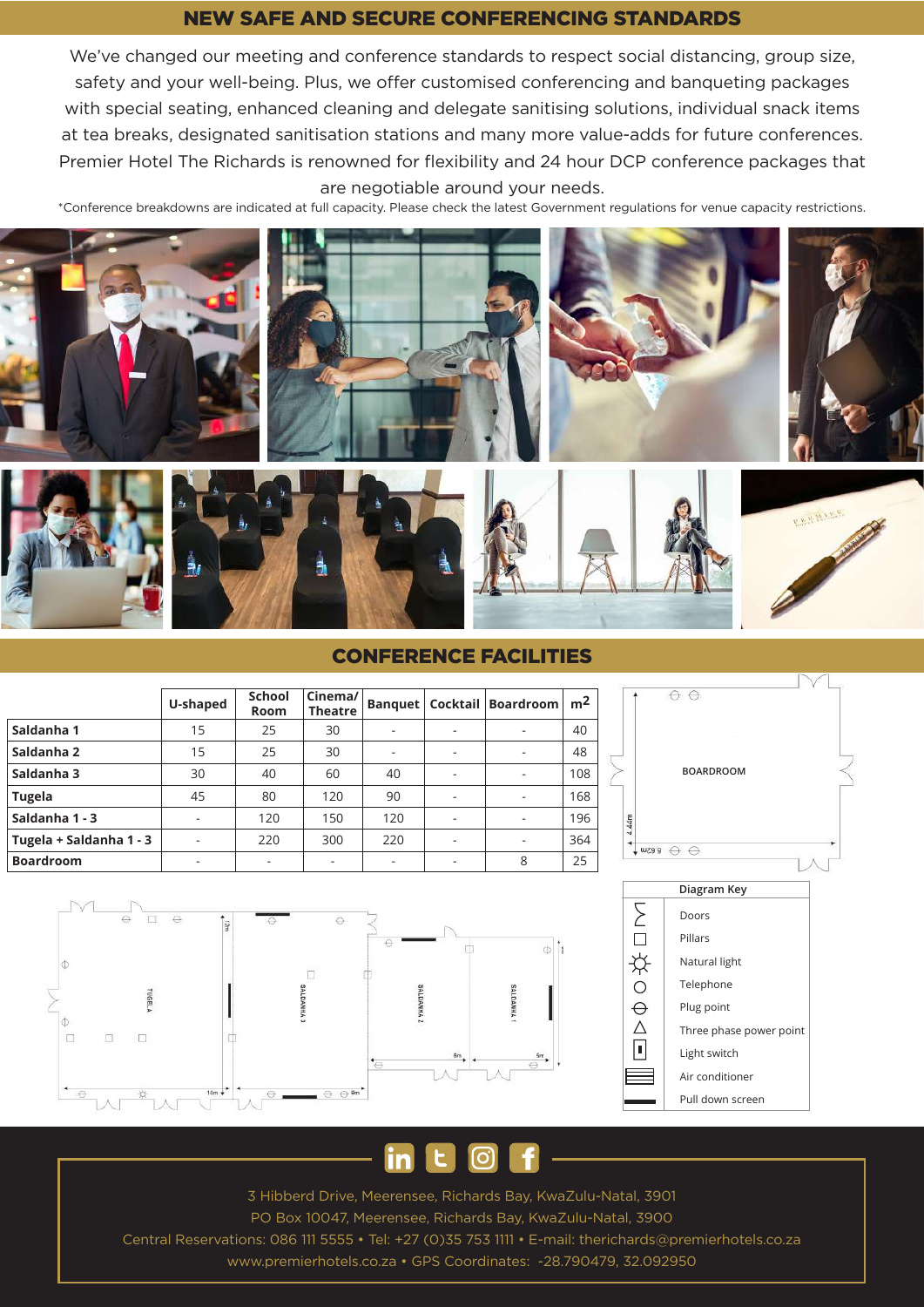## NEW SAFE AND SECURE CONFERENCING STANDARDS

We've changed our meeting and conference standards to respect social distancing, group size, safety and your well-being. Plus, we offer customised conferencing and banqueting packages with special seating, enhanced cleaning and delegate sanitising solutions, individual snack items at tea breaks, designated sanitisation stations and many more value-adds for future conferences. Premier Hotel The Richards is renowned for flexibility and 24 hour DCP conference packages that are negotiable around your needs.

*Conference breakdowns are indicated at full capacity. Please check the latest Government regulations for venue capacity restrictions.

## CONFERENCE FACILITIES

| | U-shaped | School Room | Cinema/ Theatre | Banquet | Cocktail | Boardroom | m² |
|---|---|---|---|---|---|---|---|
| **Saldanha 1** | 15 | 25 | 30 | - | - | - | 40 |
| **Saldanha 2** | 15 | 25 | 30 | - | - | - | 48 |
| **Saldanha 3** | 30 | 40 | 60 | 40 | - | - | 108 |
| **Tugela** | 45 | 80 | 120 | 90 | - | - | 168 |
| **Saldanha 1 - 3** | - | 120 | 150 | 120 | - | - | 196 |
| **Tugela + Saldanha 1 - 3** | - | 220 | 300 | 220 | - | - | 364 |
| **Boardroom** | - | - | - | - | - | 8 | 25 |

BOARDROOM
4.44m
5.63m

TUGELA
SALDANHA 3
SALDANHA 2
SALDANHA 1
12m
14m
8m
8m
6m

| Diagram Key | |
|---|---|
| | Doors |
| | Pillars |
| | Natural light |
| | Telephone |
| | Plug point |
| | Three phase power point |
| | Light switch |
| | Air conditioner |
| | Pull down screen |

3 Hibberd Drive, Meerensee, Richards Bay, KwaZulu-Natal, 3901
PO Box 10047, Meerensee, Richards Bay, KwaZulu-Natal, 3900
Central Reservations: 086 111 5555 • Tel: +27 (0)35 753 1111 • E-mail: therichards@premierhotels.co.za
www.premierhotels.co.za • GPS Coordinates: -28.790479, 32.092950